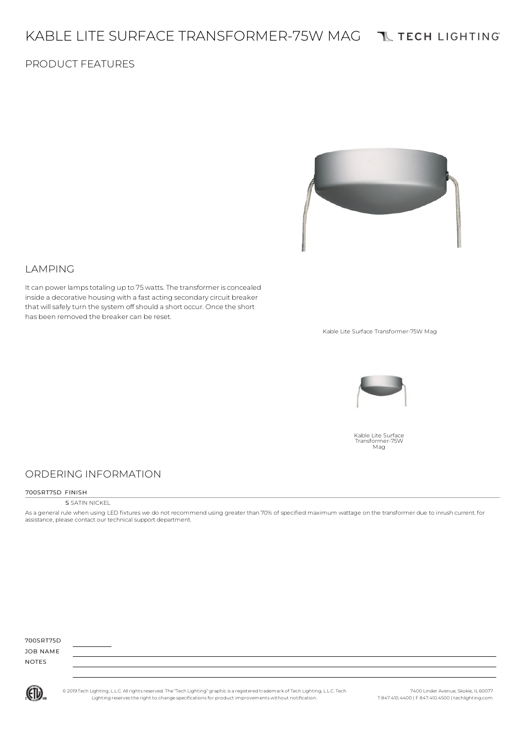# KABLE LITE SURFACE TRANSFORMER-75W MAG

TECH LIGHTING

## PRODUCT FEATURES

## LAMPING

It can power lamps totaling up to 75 watts. The transformer is concealed inside a decorative housing with a fast acting secondary circuit breaker that will safely turn the system off should a short occur. Once the short has been removed the breaker can be reset.

Kable Lite Surface Transformer-75W Mag

Kable Lite Surface Transformer-75W Mag

## ORDERING INFORMATION

700SRT75D FINISH

S SATIN NICKEL

As a general rule when using LED fixtures we do not recommend using greater than 70% of specified maximum wattage on the transformer due to inrush current. for assistance, please contact our technical support department.

700SRT75D

JOB NAME

NOTES

© 2019 Tech Lighting, L.L.C. All rights reserved. The "Tech Lighting" graphic is a registered trademark of Tech Lighting, L.L.C. Tech Lighting reserves the right to change specifications for product improvements without notification.

7400 Linder Avenue, Skokie, IL 60077
T 847.410.4400 | F 847.410.4500 | techlighting.com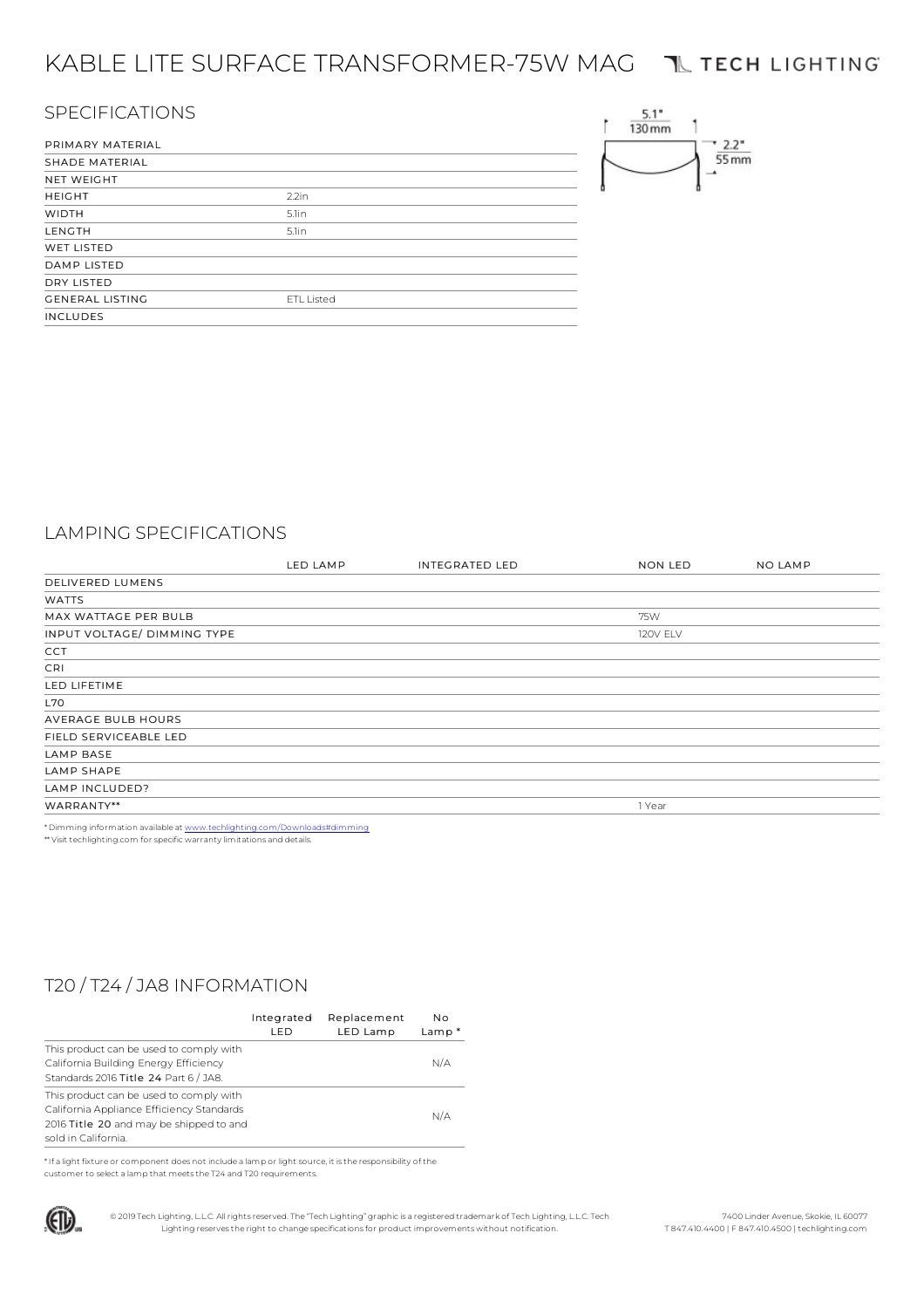// KABLE LITE SURFACE TRANSFORMER-75W MAG

TECH LIGHTING

## SPECIFICATIONS

| | |
|---|---|
| PRIMARY MATERIAL | |
| SHADE MATERIAL | |
| NET WEIGHT | |
| HEIGHT | 2.2in |
| WIDTH | 5.1in |
| LENGTH | 5.1in |
| WET LISTED | |
| DAMP LISTED | |
| DRY LISTED | |
| GENERAL LISTING | ETL Listed |
| INCLUDES | |

5.1"
130mm

2.2"
55mm

## LAMPING SPECIFICATIONS

| | LED LAMP | INTEGRATED LED | NON LED | NO LAMP |
|---|---|---|---|---|
| DELIVERED LUMENS | | | | |
| WATTS | | | | |
| MAX WATTAGE PER BULB | | | 75W | |
| INPUT VOLTAGE/ DIMMING TYPE | | | 120V ELV | |
| CCT | | | | |
| CRI | | | | |
| LED LIFETIME | | | | |
| L70 | | | | |
| AVERAGE BULB HOURS | | | | |
| FIELD SERVICEABLE LED | | | | |
| LAMP BASE | | | | |
| LAMP SHAPE | | | | |
| LAMP INCLUDED? | | | | |
| WARRANTY** | | | 1 Year | |

* Dimming information available at www.techlighting.com/Downloads#dimming
** Visit techlighting.com for specific warranty limitations and details.

## T20 / T24 / JA8 INFORMATION

| | Integrated LED | Replacement LED Lamp | No Lamp * |
|---|---|---|---|
| This product can be used to comply with California Building Energy Efficiency Standards 2016 Title 24 Part 6 / JA8. | | | N/A |
| This product can be used to comply with California Appliance Efficiency Standards 2016 Title 20 and may be shipped to and sold in California. | | | N/A |

* If a light fixture or component does not include a lamp or light source, it is the responsibility of the customer to select a lamp that meets the T24 and T20 requirements.

© 2019 Tech Lighting, L.L.C. All rights reserved. The "Tech Lighting" graphic is a registered trademark of Tech Lighting, L.L.C. Tech Lighting reserves the right to change specifications for product improvements without notification.

7400 Linder Avenue, Skokie, IL 60077
T 847.410.4400 | F 847.410.4500 | techlighting.com